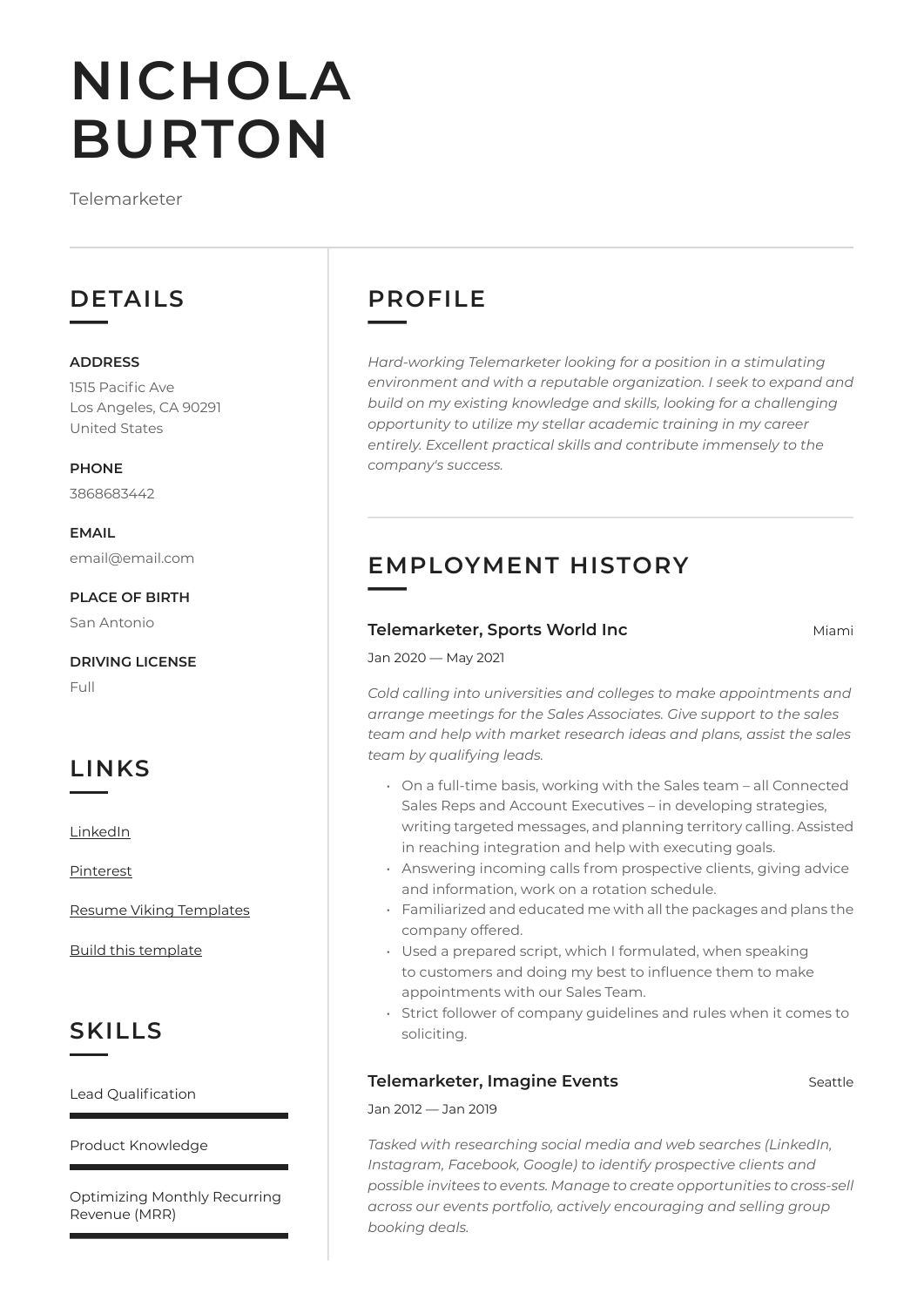# NICHOLA BURTON

Telemarketer

## DETAILS

**ADDRESS**

1515 Pacific Ave
Los Angeles, CA 90291
United States

**PHONE**

3868683442

**EMAIL**

email@email.com

**PLACE OF BIRTH**

San Antonio

**DRIVING LICENSE**

Full

## LINKS

LinkedIn

Pinterest

Resume Viking Templates

Build this template

## SKILLS

Lead Qualification

Product Knowledge

Optimizing Monthly Recurring Revenue (MRR)

## PROFILE

*Hard-working Telemarketer looking for a position in a stimulating environment and with a reputable organization. I seek to expand and build on my existing knowledge and skills, looking for a challenging opportunity to utilize my stellar academic training in my career entirely. Excellent practical skills and contribute immensely to the company's success.*

## EMPLOYMENT HISTORY

### Telemarketer, Sports World Inc — Miami

Jan 2020 — May 2021

*Cold calling into universities and colleges to make appointments and arrange meetings for the Sales Associates. Give support to the sales team and help with market research ideas and plans, assist the sales team by qualifying leads.*

- On a full-time basis, working with the Sales team – all Connected Sales Reps and Account Executives – in developing strategies, writing targeted messages, and planning territory calling. Assisted in reaching integration and help with executing goals.
- Answering incoming calls from prospective clients, giving advice and information, work on a rotation schedule.
- Familiarized and educated me with all the packages and plans the company offered.
- Used a prepared script, which I formulated, when speaking to customers and doing my best to influence them to make appointments with our Sales Team.
- Strict follower of company guidelines and rules when it comes to soliciting.

### Telemarketer, Imagine Events — Seattle

Jan 2012 — Jan 2019

*Tasked with researching social media and web searches (LinkedIn, Instagram, Facebook, Google) to identify prospective clients and possible invitees to events. Manage to create opportunities to cross-sell across our events portfolio, actively encouraging and selling group booking deals.*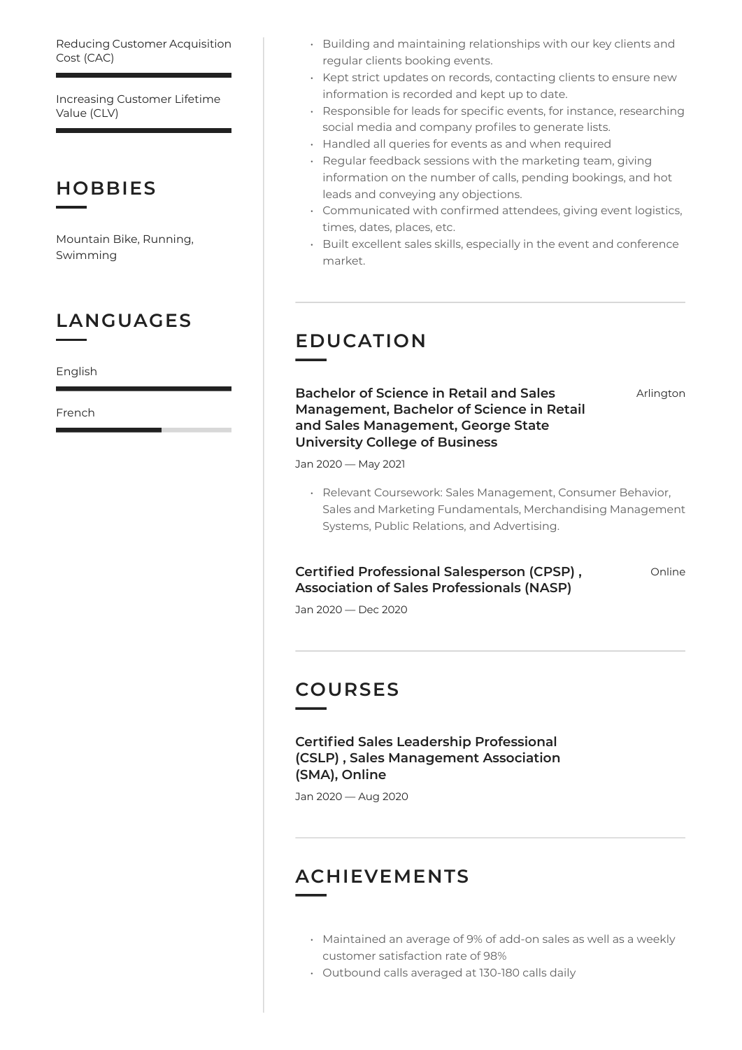Reducing Customer Acquisition Cost (CAC)

Increasing Customer Lifetime Value (CLV)

## HOBBIES

Mountain Bike, Running, Swimming

## LANGUAGES

English

French

- Building and maintaining relationships with our key clients and regular clients booking events.
- Kept strict updates on records, contacting clients to ensure new information is recorded and kept up to date.
- Responsible for leads for specific events, for instance, researching social media and company profiles to generate lists.
- Handled all queries for events as and when required
- Regular feedback sessions with the marketing team, giving information on the number of calls, pending bookings, and hot leads and conveying any objections.
- Communicated with confirmed attendees, giving event logistics, times, dates, places, etc.
- Built excellent sales skills, especially in the event and conference market.

## EDUCATION

### Bachelor of Science in Retail and Sales Management, Bachelor of Science in Retail and Sales Management, George State University College of Business

Arlington

Jan 2020 — May 2021

- Relevant Coursework: Sales Management, Consumer Behavior, Sales and Marketing Fundamentals, Merchandising Management Systems, Public Relations, and Advertising.

### Certified Professional Salesperson (CPSP) , Association of Sales Professionals (NASP)

Online

Jan 2020 — Dec 2020

## COURSES

### Certified Sales Leadership Professional (CSLP) , Sales Management Association (SMA), Online

Jan 2020 — Aug 2020

## ACHIEVEMENTS

- Maintained an average of 9% of add-on sales as well as a weekly customer satisfaction rate of 98%
- Outbound calls averaged at 130-180 calls daily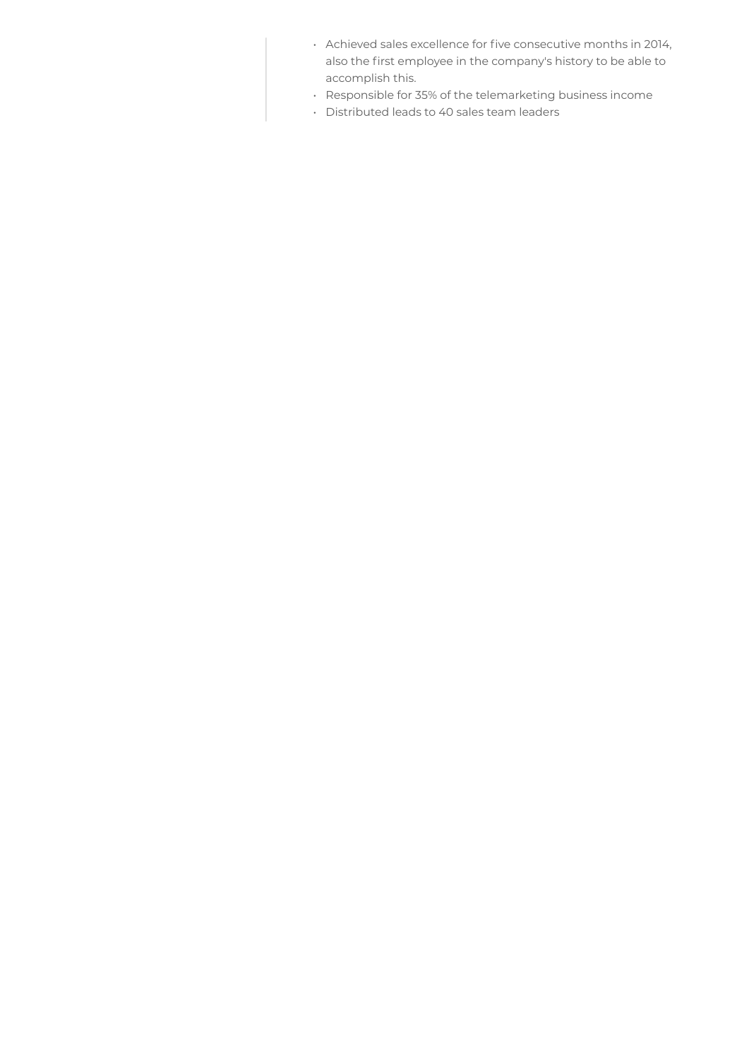- Achieved sales excellence for five consecutive months in 2014, also the first employee in the company's history to be able to accomplish this.
- Responsible for 35% of the telemarketing business income
- Distributed leads to 40 sales team leaders